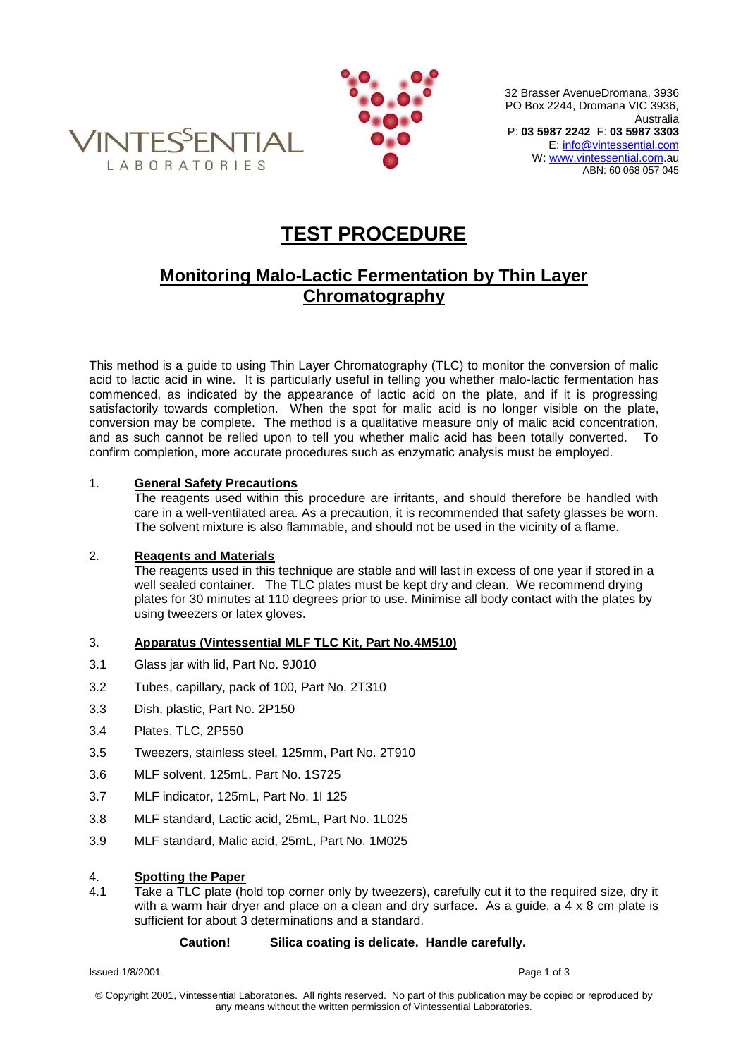VINTESSENTIAL LABORATORIES

32 Brasser AvenueDromana, 3936
PO Box 2244, Dromana VIC 3936, Australia
P: **03 5987 2242** F: **03 5987 3303**
E: info@vintessential.com
W: www.vintessential.com.au
ABN: 60 068 057 045

# TEST PROCEDURE

## Monitoring Malo-Lactic Fermentation by Thin Layer Chromatography

This method is a guide to using Thin Layer Chromatography (TLC) to monitor the conversion of malic acid to lactic acid in wine. It is particularly useful in telling you whether malo-lactic fermentation has commenced, as indicated by the appearance of lactic acid on the plate, and if it is progressing satisfactorily towards completion. When the spot for malic acid is no longer visible on the plate, conversion may be complete. The method is a qualitative measure only of malic acid concentration, and as such cannot be relied upon to tell you whether malic acid has been totally converted. To confirm completion, more accurate procedures such as enzymatic analysis must be employed.

### 1. General Safety Precautions

The reagents used within this procedure are irritants, and should therefore be handled with care in a well-ventilated area. As a precaution, it is recommended that safety glasses be worn. The solvent mixture is also flammable, and should not be used in the vicinity of a flame.

### 2. Reagents and Materials

The reagents used in this technique are stable and will last in excess of one year if stored in a well sealed container. The TLC plates must be kept dry and clean. We recommend drying plates for 30 minutes at 110 degrees prior to use. Minimise all body contact with the plates by using tweezers or latex gloves.

### 3. Apparatus (Vintessential MLF TLC Kit, Part No.4M510)

3.1 Glass jar with lid, Part No. 9J010

3.2 Tubes, capillary, pack of 100, Part No. 2T310

3.3 Dish, plastic, Part No. 2P150

3.4 Plates, TLC, 2P550

3.5 Tweezers, stainless steel, 125mm, Part No. 2T910

3.6 MLF solvent, 125mL, Part No. 1S725

3.7 MLF indicator, 125mL, Part No. 1I 125

3.8 MLF standard, Lactic acid, 25mL, Part No. 1L025

3.9 MLF standard, Malic acid, 25mL, Part No. 1M025

### 4. Spotting the Paper

4.1 Take a TLC plate (hold top corner only by tweezers), carefully cut it to the required size, dry it with a warm hair dryer and place on a clean and dry surface. As a guide, a 4 x 8 cm plate is sufficient for about 3 determinations and a standard.

**Caution! Silica coating is delicate. Handle carefully.**

Issued 1/8/2001

© Copyright 2001, Vintessential Laboratories. All rights reserved. No part of this publication may be copied or reproduced by any means without the written permission of Vintessential Laboratories.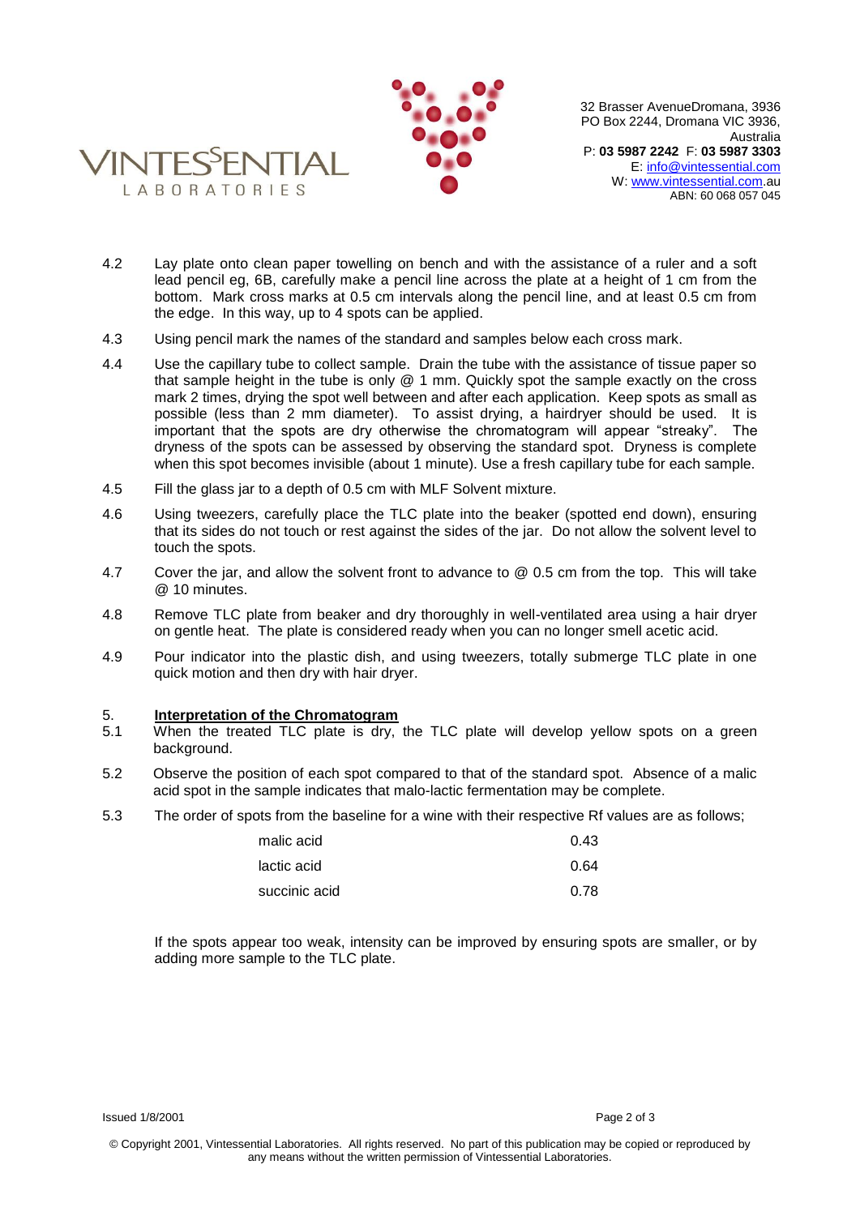4.2 Lay plate onto clean paper towelling on bench and with the assistance of a ruler and a soft lead pencil eg, 6B, carefully make a pencil line across the plate at a height of 1 cm from the bottom. Mark cross marks at 0.5 cm intervals along the pencil line, and at least 0.5 cm from the edge. In this way, up to 4 spots can be applied.

4.3 Using pencil mark the names of the standard and samples below each cross mark.

4.4 Use the capillary tube to collect sample. Drain the tube with the assistance of tissue paper so that sample height in the tube is only @ 1 mm. Quickly spot the sample exactly on the cross mark 2 times, drying the spot well between and after each application. Keep spots as small as possible (less than 2 mm diameter). To assist drying, a hairdryer should be used. It is important that the spots are dry otherwise the chromatogram will appear "streaky". The dryness of the spots can be assessed by observing the standard spot. Dryness is complete when this spot becomes invisible (about 1 minute). Use a fresh capillary tube for each sample.

4.5 Fill the glass jar to a depth of 0.5 cm with MLF Solvent mixture.

4.6 Using tweezers, carefully place the TLC plate into the beaker (spotted end down), ensuring that its sides do not touch or rest against the sides of the jar. Do not allow the solvent level to touch the spots.

4.7 Cover the jar, and allow the solvent front to advance to @ 0.5 cm from the top. This will take @ 10 minutes.

4.8 Remove TLC plate from beaker and dry thoroughly in well-ventilated area using a hair dryer on gentle heat. The plate is considered ready when you can no longer smell acetic acid.

4.9 Pour indicator into the plastic dish, and using tweezers, totally submerge TLC plate in one quick motion and then dry with hair dryer.

## 5. Interpretation of the Chromatogram

5.1 When the treated TLC plate is dry, the TLC plate will develop yellow spots on a green background.

5.2 Observe the position of each spot compared to that of the standard spot. Absence of a malic acid spot in the sample indicates that malo-lactic fermentation may be complete.

5.3 The order of spots from the baseline for a wine with their respective Rf values are as follows;

| | |
|---|---|
| malic acid | 0.43 |
| lactic acid | 0.64 |
| succinic acid | 0.78 |

If the spots appear too weak, intensity can be improved by ensuring spots are smaller, or by adding more sample to the TLC plate.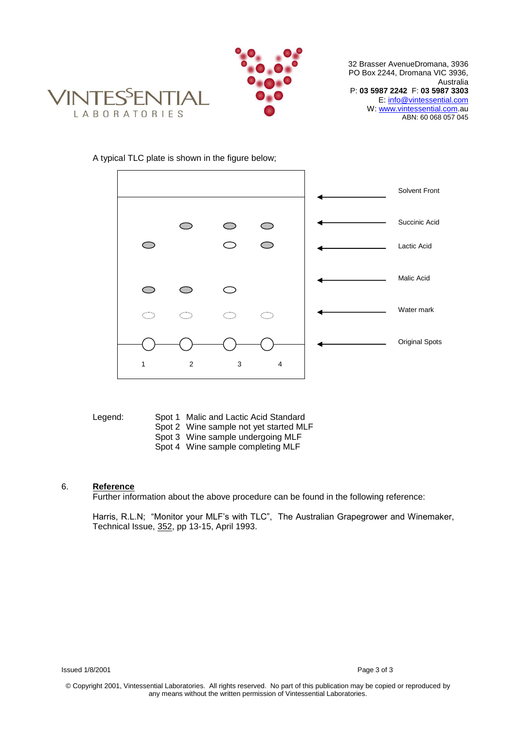VINTESSENTIAL LABORATORIES

32 Brasser AvenueDromana, 3936
PO Box 2244, Dromana VIC 3936,
Australia
P: **03 5987 2242** F: **03 5987 3303**
E: info@vintessential.com
W: www.vintessential.com.au
ABN: 60 068 057 045

A typical TLC plate is shown in the figure below;

Solvent Front
Succinic Acid
Lactic Acid
Malic Acid
Water mark
Original Spots
1
2
3
4

Legend:

Spot 1 Malic and Lactic Acid Standard
Spot 2 Wine sample not yet started MLF
Spot 3 Wine sample undergoing MLF
Spot 4 Wine sample completing MLF

## 6. Reference

Further information about the above procedure can be found in the following reference:

Harris, R.L.N; "Monitor your MLF's with TLC", The Australian Grapegrower and Winemaker, Technical Issue, 352, pp 13-15, April 1993.

Issued 1/8/2001

© Copyright 2001, Vintessential Laboratories. All rights reserved. No part of this publication may be copied or reproduced by any means without the written permission of Vintessential Laboratories.